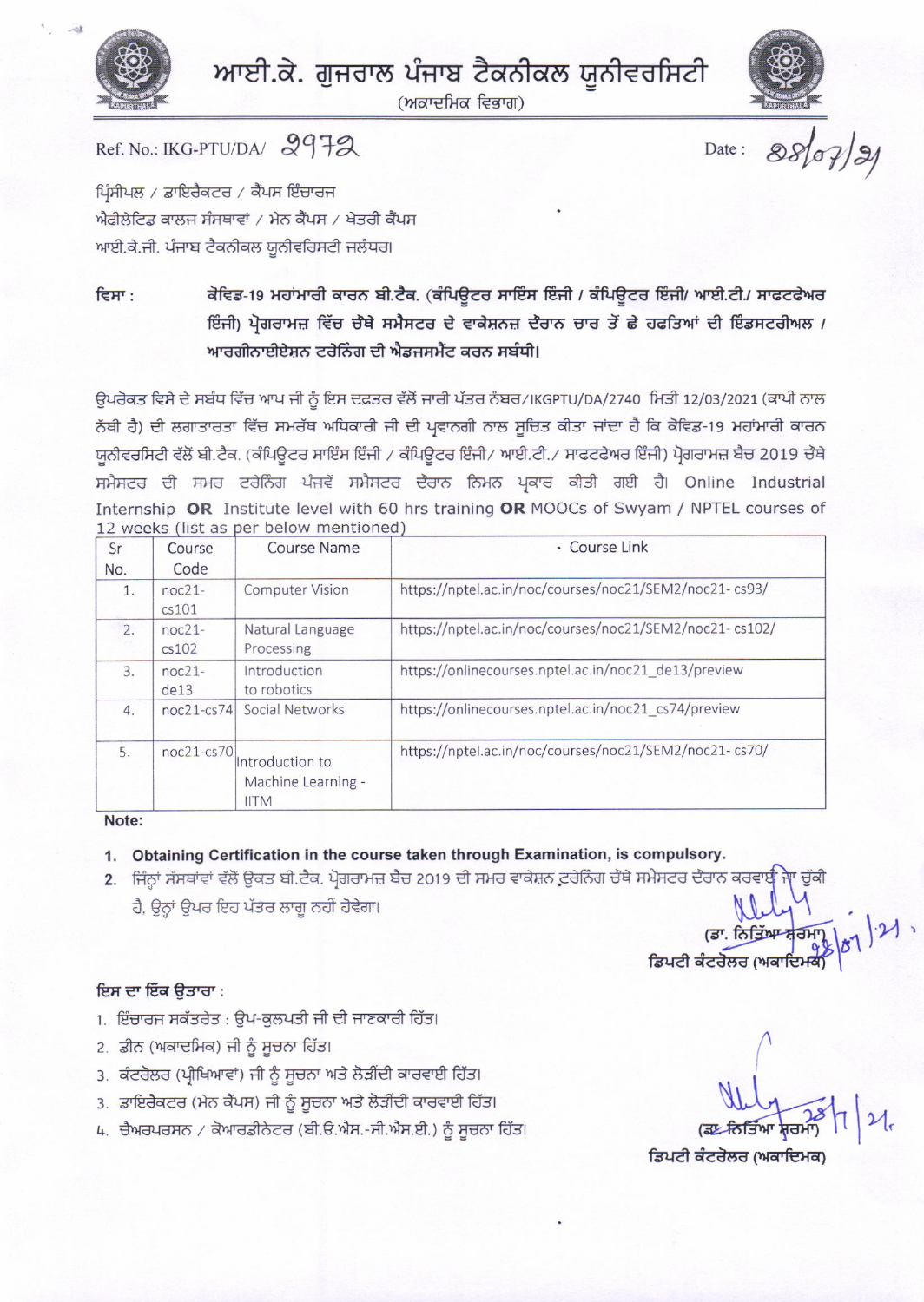# ਆਈ.ਕੇ. ਗੁਜਰਾਲ ਪੰਜਾਬ ਟੈਕਨੀਕਲ ਯੂਨੀਵਰਸਿਟੀ

(ਅਕਾਦਮਿਕ ਵਿਭਾਗ)

Ref. No.: IKG-PTU/DA/ 2972

Date : 28/07/21

ਪ੍ਰਿੰਸੀਪਲ / ਡਾਇਰੈਕਟਰ / ਕੈਂਪਸ ਇੰਚਾਰਜ
ਐਫੀਲੇਟਿਡ ਕਾਲਜ ਸੰਸਥਾਵਾਂ / ਮੇਨ ਕੈਂਪਸ / ਖੇਤਰੀ ਕੈਂਪਸ
ਆਈ.ਕੇ.ਜੀ. ਪੰਜਾਬ ਟੈਕਨੀਕਲ ਯੂਨੀਵਰਸਿਟੀ ਜਲੰਧਰ।

**ਵਿਸ਼ਾ : ਕੋਵਿਡ-19 ਮਹਾਂਮਾਰੀ ਕਾਰਨ ਬੀ.ਟੈਕ. (ਕੰਪਿਊਟਰ ਸਾਇੰਸ ਇੰਜੀ / ਕੰਪਿਊਟਰ ਇੰਜੀ/ ਆਈ.ਟੀ./ ਸਾਫਟਵੇਅਰ ਇੰਜੀ) ਪ੍ਰੋਗਰਾਮਜ਼ ਵਿੱਚ ਚੌਥੇ ਸਮੈਸਟਰ ਦੇ ਵਾਕੇਸ਼ਨਜ਼ ਦੌਰਾਨ ਚਾਰ ਤੋਂ ਛੇ ਹਫਤਿਆਂ ਦੀ ਇੰਡਸਟਰੀਅਲ / ਆਰਗੀਨਾਈਏਸ਼ਨ ਟਰੇਨਿੰਗ ਦੀ ਐਡਜਸਮੈਂਟ ਕਰਨ ਸਬੰਧੀ।**

ਉਪਰੋਕਤ ਵਿਸ਼ੇ ਦੇ ਸਬੰਧ ਵਿੱਚ ਆਪ ਜੀ ਨੂੰ ਇਸ ਦਫਤਰ ਵੱਲੋਂ ਜਾਰੀ ਪੱਤਰ ਨੰਬਰ/IKGPTU/DA/2740 ਮਿਤੀ 12/03/2021 (ਕਾਪੀ ਨਾਲ ਨੱਥੀ ਹੈ) ਦੀ ਲਗਾਤਾਰਤਾ ਵਿੱਚ ਸਮਰੱਥ ਅਧਿਕਾਰੀ ਜੀ ਦੀ ਪ੍ਰਵਾਨਗੀ ਨਾਲ ਸੂਚਿਤ ਕੀਤਾ ਜਾਂਦਾ ਹੈ ਕਿ ਕੋਵਿਡ-19 ਮਹਾਂਮਾਰੀ ਕਾਰਨ ਯੂਨੀਵਰਸਿਟੀ ਵੱਲੋਂ ਬੀ.ਟੈਕ. (ਕੰਪਿਊਟਰ ਸਾਇੰਸ ਇੰਜੀ / ਕੰਪਿਊਟਰ ਇੰਜੀ/ ਆਈ.ਟੀ./ ਸਾਫਟਵੇਅਰ ਇੰਜੀ) ਪ੍ਰੋਗਰਾਮਜ਼ ਬੈਚ 2019 ਚੌਥੇ ਸਮੈਸਟਰ ਦੀ ਸਮਰ ਟਰੇਨਿੰਗ ਪੰਜਵੇਂ ਸਮੈਸਟਰ ਦੌਰਾਨ ਨਿਮਨ ਪ੍ਰਕਾਰ ਕੀਤੀ ਗਈ ਹੈ। Online Industrial Internship **OR** Institute level with 60 hrs training **OR** MOOCs of Swyam / NPTEL courses of 12 weeks (list as per below mentioned)

| Sr No. | Course Code | Course Name | Course Link |
|---|---|---|---|
| 1. | noc21-cs101 | Computer Vision | https://nptel.ac.in/noc/courses/noc21/SEM2/noc21- cs93/ |
| 2. | noc21-cs102 | Natural Language Processing | https://nptel.ac.in/noc/courses/noc21/SEM2/noc21- cs102/ |
| 3. | noc21-de13 | Introduction to robotics | https://onlinecourses.nptel.ac.in/noc21_de13/preview |
| 4. | noc21-cs74 | Social Networks | https://onlinecourses.nptel.ac.in/noc21_cs74/preview |
| 5. | noc21-cs70 | Introduction to Machine Learning - IITM | https://nptel.ac.in/noc/courses/noc21/SEM2/noc21- cs70/ |

**Note:**

1. **Obtaining Certification in the course taken through Examination, is compulsory.**
2. ਜਿੰਨ੍ਹਾਂ ਸੰਸਥਾਂਵਾਂ ਵੱਲੋਂ ਉਕਤ ਬੀ.ਟੈਕ. ਪ੍ਰੋਗਰਾਮਜ਼ ਬੈਚ 2019 ਦੀ ਸਮਰ ਵਾਕੇਸ਼ਨ ਟ੍ਰਰੇਨਿੰਗ ਚੌਥੇ ਸਮੈਸਟਰ ਦੌਰਾਨ ਕਰਵਾਈ ਜਾ ਚੁੱਕੀ ਹੈ, ਉਨ੍ਹਾਂ ਉਪਰ ਇਹ ਪੱਤਰ ਲਾਗੂ ਨਹੀਂ ਹੋਵੇਗਾ।

28/07/21

(ਡਾ. ਨਿਤਿੰਆ ਸ਼ਰਮਾ)
ਡਿਪਟੀ ਕੰਟਰੋਲਰ (ਅਕਾਦਮਿਕ)

**ਇਸ ਦਾ ਇੱਕ ਉਤਾਰਾ :**

1. ਇੰਚਾਰਜ ਸਕੱਤਰੇਤ : ਉਪ-ਕੁਲਪਤੀ ਜੀ ਦੀ ਜਾਣਕਾਰੀ ਹਿੱਤ।
2. ਡੀਨ (ਅਕਾਦਮਿਕ) ਜੀ ਨੂੰ ਸੂਚਨਾ ਹਿੱਤ।
3. ਕੰਟਰੋਲਰ (ਪ੍ਰੀਖਿਆਵਾਂ) ਜੀ ਨੂੰ ਸੂਚਨਾ ਅਤੇ ਲੋੜੀਂਦੀ ਕਾਰਵਾਈ ਹਿੱਤ।
3. ਡਾਇਰੈਕਟਰ (ਮੇਨ ਕੈਂਪਸ) ਜੀ ਨੂੰ ਸੂਚਨਾ ਅਤੇ ਲੋੜੀਂਦੀ ਕਾਰਵਾਈ ਹਿੱਤ।
4. ਚੇਅਰਪਰਸਨ / ਕੋਆਰਡੀਨੇਟਰ (ਬੀ.ਓ.ਐਸ.-ਸੀ.ਐਸ.ਈ.) ਨੂੰ ਸੂਚਨਾ ਹਿੱਤ।

28/7/21

(ਡਾ. ਨਿਤਿੰਆ ਸ਼ਰਮਾ)
ਡਿਪਟੀ ਕੰਟਰੋਲਰ (ਅਕਾਦਮਿਕ)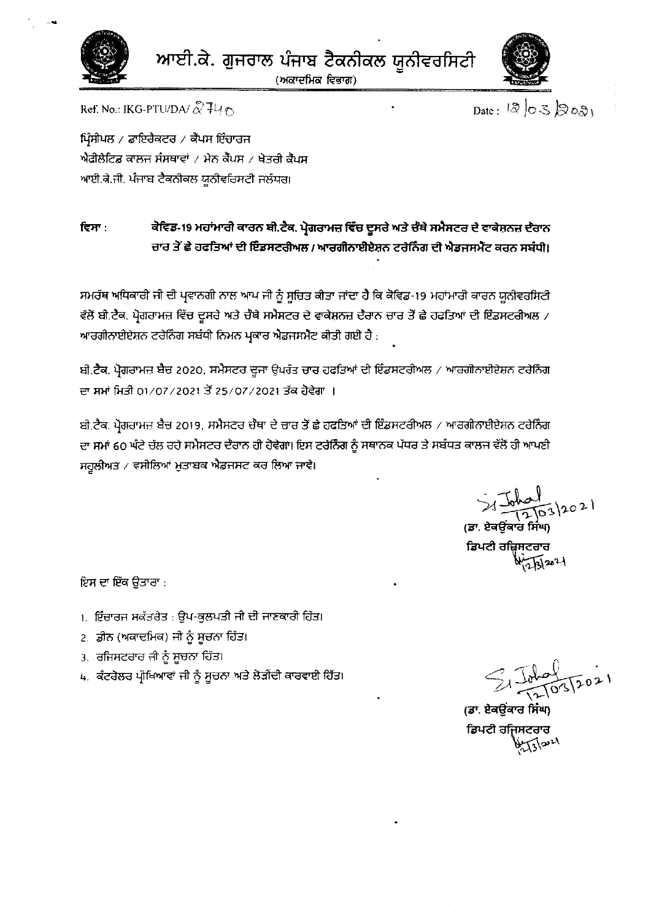# ਆਈ.ਕੇ. ਗੁਜਰਾਲ ਪੰਜਾਬ ਟੈਕਨੀਕਲ ਯੂਨੀਵਰਸਿਟੀ

(ਅਕਾਦਮਿਕ ਵਿਭਾਗ)

Ref. No.: IKG-PTU/DA/ 2740

Date : 12/03/2021

ਪ੍ਰਿੰਸੀਪਲ / ਡਾਇਰੈਕਟਰ / ਕੈਂਪਸ ਇੰਚਾਰਜ
ਐਫੀਲੇਟਿਡ ਕਾਲਜ ਸੰਸਥਾਵਾਂ / ਮੇਨ ਕੈਂਪਸ / ਖੇਤਰੀ ਕੈਂਪਸ
ਆਈ.ਕੇ.ਜੀ. ਪੰਜਾਬ ਟੈਕਨੀਕਲ ਯੂਨੀਵਰਸਿਟੀ ਜਲੰਧਰ।

**ਵਿਸ਼ਾ : ਕੋਵਿਡ-19 ਮਹਾਂਮਾਰੀ ਕਾਰਨ ਬੀ.ਟੈਕ. ਪ੍ਰੋਗਰਾਮਜ਼ ਵਿੱਚ ਦੂਸਰੇ ਅਤੇ ਚੌਥੇ ਸਮੈਸਟਰ ਦੇ ਵਾਕੇਸ਼ਨਜ਼ ਦੌਰਾਨ ਚਾਰ ਤੋਂ ਛੇ ਹਫਤਿਆਂ ਦੀ ਇੰਡਸਟਰੀਅਲ / ਆਰਗੀਨਾਈਏਸ਼ਨ ਟਰੇਨਿੰਗ ਦੀ ਐਡਜਸਮੈਂਟ ਕਰਨ ਸਬੰਧੀ।**

ਸਮਰੱਥ ਅਧਿਕਾਰੀ ਜੀ ਦੀ ਪ੍ਰਵਾਨਗੀ ਨਾਲ ਆਪ ਜੀ ਨੂੰ ਸੂਚਿਤ ਕੀਤਾ ਜਾਂਦਾ ਹੈ ਕਿ ਕੋਵਿਡ-19 ਮਹਾਂਮਾਰੀ ਕਾਰਨ ਯੂਨੀਵਰਸਿਟੀ ਵੱਲੋਂ ਬੀ.ਟੈਕ. ਪ੍ਰੋਗਰਾਮਜ਼ ਵਿੱਚ ਦੂਸਰੇ ਅਤੇ ਚੌਥੇ ਸਮੈਸਟਰ ਦੇ ਵਾਕੇਸ਼ਨਜ਼ ਦੌਰਾਨ ਚਾਰ ਤੋਂ ਛੇ ਹਫਤਿਆਂ ਦੀ ਇੰਡਸਟਰੀਅਲ / ਆਰਗੀਨਾਈਏਸ਼ਨ ਟਰੇਨਿੰਗ ਸਬੰਧੀ ਨਿਮਨ ਪ੍ਰਕਾਰ ਐਡਜਸਮੈਂਟ ਕੀਤੀ ਗਈ ਹੈ :

ਬੀ.ਟੈਕ. ਪ੍ਰੋਗਰਾਮਜ਼ ਬੈਚ 2020, ਸਮੈਸਟਰ ਦੂਜਾ ਉਪਰੰਤ ਚਾਰ ਹਫਤਿਆਂ ਦੀ ਇੰਡਸਟਰੀਅਲ / ਆਰਗੀਨਾਈਏਸ਼ਨ ਟਰੇਨਿੰਗ ਦਾ ਸਮਾਂ ਮਿਤੀ 01/07/2021 ਤੋਂ 25/07/2021 ਤੱਕ ਹੋਵੇਗਾ ।

ਬੀ.ਟੈਕ. ਪ੍ਰੋਗਰਾਮਜ਼ ਬੈਚ 2019, ਸਮੈਸਟਰ ਚੌਥਾ ਦੇ ਚਾਰ ਤੋਂ ਛੇ ਹਫਤਿਆਂ ਦੀ ਇੰਡਸਟਰੀਅਲ / ਆਰਗੀਨਾਈਏਸ਼ਨ ਟਰੇਨਿੰਗ ਦਾ ਸਮਾਂ 60 ਘੰਟੇ ਚੱਲ ਰਹੇ ਸਮੈਸਟਰ ਦੌਰਾਨ ਹੀ ਹੋਵੇਗਾ। ਇਸ ਟਰੇਨਿੰਗ ਨੂੰ ਸਥਾਨਕ ਪੱਧਰ ਤੇ ਸਬੰਧਤ ਕਾਲਜ ਵੱਲੋਂ ਹੀ ਆਪਣੀ ਸਹੂਲੀਅਤ / ਵਸੀਲਿਆਂ ਮੁਤਾਬਕ ਐਡਜਸਟ ਕਰ ਲਿਆ ਜਾਵੇ।

(ਡਾ. ਏਕਉਂਕਾਰ ਸਿੰਘ)
ਡਿਪਟੀ ਰਜ਼ਿਸਟਰਾਰ

ਇਸ ਦਾ ਇੱਕ ਉਤਾਰਾ :

1. ਇੰਚਾਰਜ ਸਕੱਤਰੇਤ : ਉਪ-ਕੁਲਪਤੀ ਜੀ ਦੀ ਜਾਣਕਾਰੀ ਹਿੱਤ।
2. ਡੀਨ (ਅਕਾਦਮਿਕ) ਜੀ ਨੂੰ ਸੂਚਨਾ ਹਿੱਤ।
3. ਰਜਿਸਟਰਾਰ ਜੀ ਨੂੰ ਸੂਚਨਾ ਹਿੱਤ।
4. ਕੰਟਰੋਲਰ ਪ੍ਰੀਖਿਆਵਾਂ ਜੀ ਨੂੰ ਸੂਚਨਾ ਅਤੇ ਲੋੜੀਂਦੀ ਕਾਰਵਾਈ ਹਿੱਤ।

(ਡਾ. ਏਕਉਂਕਾਰ ਸਿੰਘ)
ਡਿਪਟੀ ਰਜ਼ਿਸਟਰਾਰ